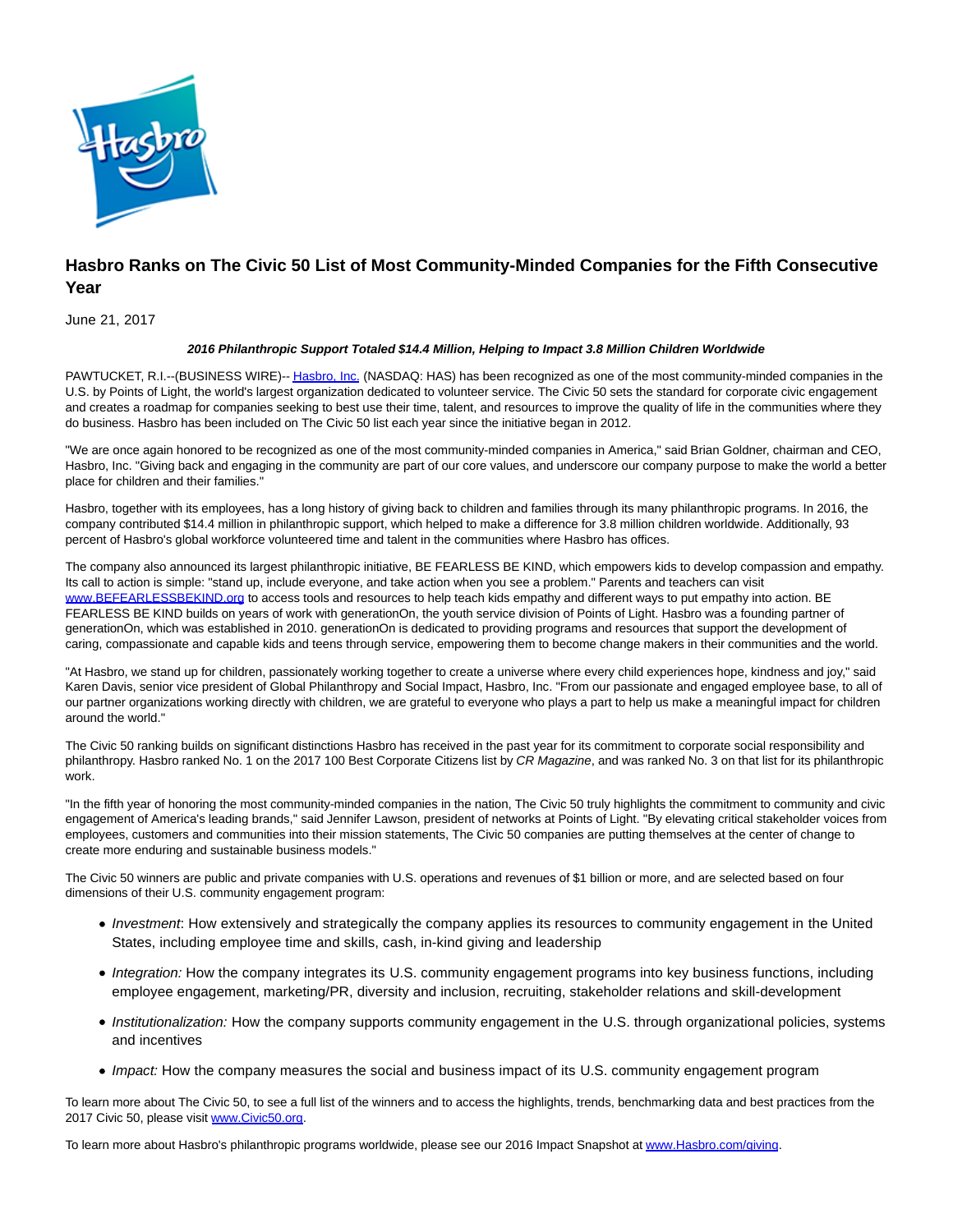# Hasbro Ranks on The Civic 50 List of Most Community-Minded Companies for the Fifth Consecutive Year

June 21, 2017

***2016 Philanthropic Support Totaled $14.4 Million, Helping to Impact 3.8 Million Children Worldwide***

PAWTUCKET, R.I.--(BUSINESS WIRE)-- Hasbro, Inc. (NASDAQ: HAS) has been recognized as one of the most community-minded companies in the U.S. by Points of Light, the world's largest organization dedicated to volunteer service. The Civic 50 sets the standard for corporate civic engagement and creates a roadmap for companies seeking to best use their time, talent, and resources to improve the quality of life in the communities where they do business. Hasbro has been included on The Civic 50 list each year since the initiative began in 2012.

"We are once again honored to be recognized as one of the most community-minded companies in America," said Brian Goldner, chairman and CEO, Hasbro, Inc. "Giving back and engaging in the community are part of our core values, and underscore our company purpose to make the world a better place for children and their families."

Hasbro, together with its employees, has a long history of giving back to children and families through its many philanthropic programs. In 2016, the company contributed $14.4 million in philanthropic support, which helped to make a difference for 3.8 million children worldwide. Additionally, 93 percent of Hasbro's global workforce volunteered time and talent in the communities where Hasbro has offices.

The company also announced its largest philanthropic initiative, BE FEARLESS BE KIND, which empowers kids to develop compassion and empathy. Its call to action is simple: "stand up, include everyone, and take action when you see a problem." Parents and teachers can visit www.BEFEARLESSBEKIND.org to access tools and resources to help teach kids empathy and different ways to put empathy into action. BE FEARLESS BE KIND builds on years of work with generationOn, the youth service division of Points of Light. Hasbro was a founding partner of generationOn, which was established in 2010. generationOn is dedicated to providing programs and resources that support the development of caring, compassionate and capable kids and teens through service, empowering them to become change makers in their communities and the world.

"At Hasbro, we stand up for children, passionately working together to create a universe where every child experiences hope, kindness and joy," said Karen Davis, senior vice president of Global Philanthropy and Social Impact, Hasbro, Inc. "From our passionate and engaged employee base, to all of our partner organizations working directly with children, we are grateful to everyone who plays a part to help us make a meaningful impact for children around the world."

The Civic 50 ranking builds on significant distinctions Hasbro has received in the past year for its commitment to corporate social responsibility and philanthropy. Hasbro ranked No. 1 on the 2017 100 Best Corporate Citizens list by *CR Magazine*, and was ranked No. 3 on that list for its philanthropic work.

"In the fifth year of honoring the most community-minded companies in the nation, The Civic 50 truly highlights the commitment to community and civic engagement of America's leading brands," said Jennifer Lawson, president of networks at Points of Light. "By elevating critical stakeholder voices from employees, customers and communities into their mission statements, The Civic 50 companies are putting themselves at the center of change to create more enduring and sustainable business models."

The Civic 50 winners are public and private companies with U.S. operations and revenues of $1 billion or more, and are selected based on four dimensions of their U.S. community engagement program:

- *Investment*: How extensively and strategically the company applies its resources to community engagement in the United States, including employee time and skills, cash, in-kind giving and leadership
- *Integration:* How the company integrates its U.S. community engagement programs into key business functions, including employee engagement, marketing/PR, diversity and inclusion, recruiting, stakeholder relations and skill-development
- *Institutionalization:* How the company supports community engagement in the U.S. through organizational policies, systems and incentives
- *Impact:* How the company measures the social and business impact of its U.S. community engagement program

To learn more about The Civic 50, to see a full list of the winners and to access the highlights, trends, benchmarking data and best practices from the 2017 Civic 50, please visit www.Civic50.org.

To learn more about Hasbro's philanthropic programs worldwide, please see our 2016 Impact Snapshot at www.Hasbro.com/giving.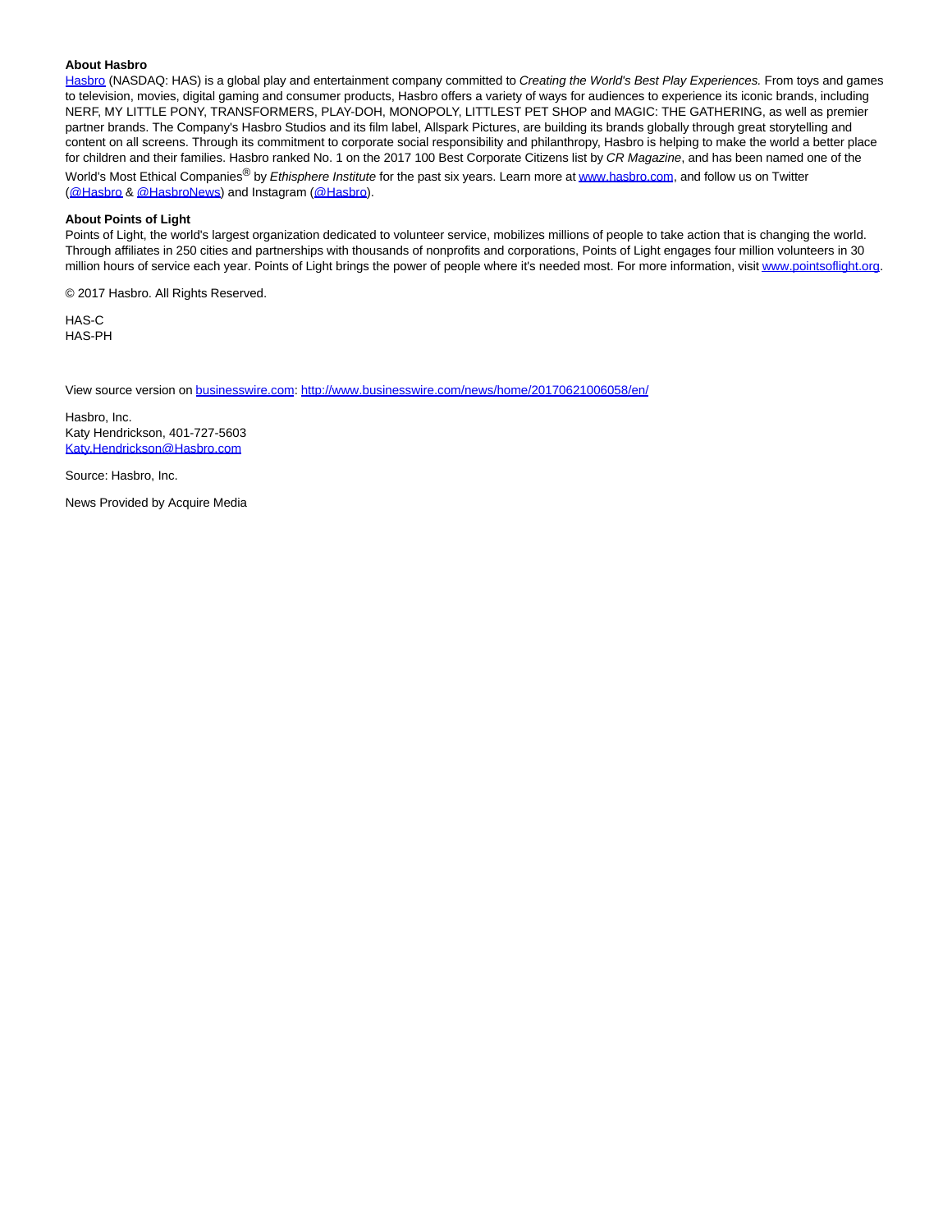**About Hasbro**

Hasbro (NASDAQ: HAS) is a global play and entertainment company committed to *Creating the World's Best Play Experiences.* From toys and games to television, movies, digital gaming and consumer products, Hasbro offers a variety of ways for audiences to experience its iconic brands, including NERF, MY LITTLE PONY, TRANSFORMERS, PLAY-DOH, MONOPOLY, LITTLEST PET SHOP and MAGIC: THE GATHERING, as well as premier partner brands. The Company's Hasbro Studios and its film label, Allspark Pictures, are building its brands globally through great storytelling and content on all screens. Through its commitment to corporate social responsibility and philanthropy, Hasbro is helping to make the world a better place for children and their families. Hasbro ranked No. 1 on the 2017 100 Best Corporate Citizens list by *CR Magazine*, and has been named one of the World's Most Ethical Companies® by *Ethisphere Institute* for the past six years. Learn more at www.hasbro.com, and follow us on Twitter (@Hasbro & @HasbroNews) and Instagram (@Hasbro).

**About Points of Light**

Points of Light, the world's largest organization dedicated to volunteer service, mobilizes millions of people to take action that is changing the world. Through affiliates in 250 cities and partnerships with thousands of nonprofits and corporations, Points of Light engages four million volunteers in 30 million hours of service each year. Points of Light brings the power of people where it's needed most. For more information, visit www.pointsoflight.org.

© 2017 Hasbro. All Rights Reserved.

HAS-C
HAS-PH

View source version on businesswire.com: http://www.businesswire.com/news/home/20170621006058/en/

Hasbro, Inc.
Katy Hendrickson, 401-727-5603
Katy.Hendrickson@Hasbro.com

Source: Hasbro, Inc.

News Provided by Acquire Media